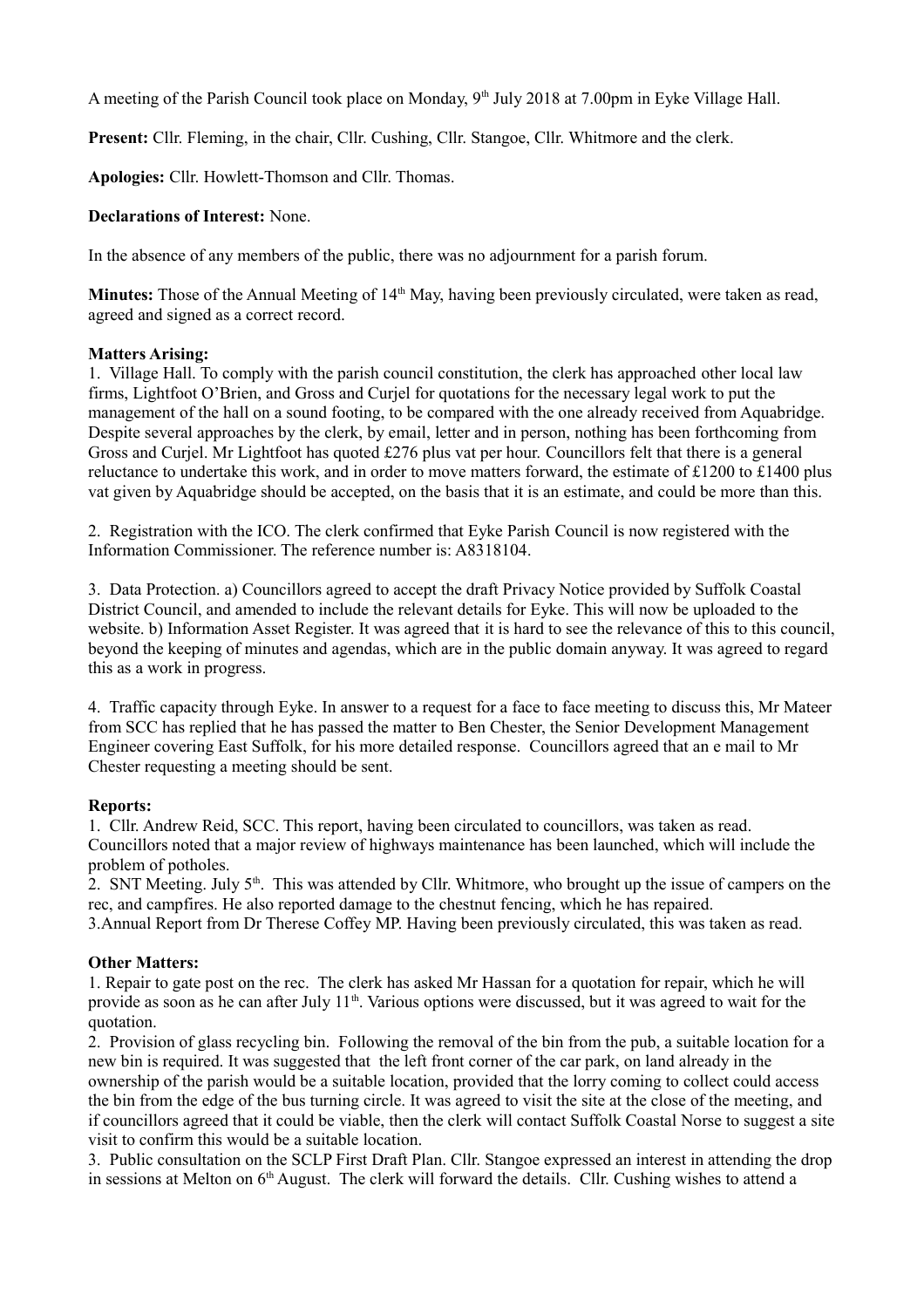A meeting of the Parish Council took place on Monday, 9th July 2018 at 7.00pm in Eyke Village Hall.

**Present:** Cllr. Fleming, in the chair, Cllr. Cushing, Cllr. Stangoe, Cllr. Whitmore and the clerk.

**Apologies:** Cllr. Howlett-Thomson and Cllr. Thomas.

**Declarations of Interest:** None.

In the absence of any members of the public, there was no adjournment for a parish forum.

**Minutes:** Those of the Annual Meeting of 14th May, having been previously circulated, were taken as read, agreed and signed as a correct record.

**Matters Arising:**

1. Village Hall. To comply with the parish council constitution, the clerk has approached other local law firms, Lightfoot O'Brien, and Gross and Curjel for quotations for the necessary legal work to put the management of the hall on a sound footing, to be compared with the one already received from Aquabridge. Despite several approaches by the clerk, by email, letter and in person, nothing has been forthcoming from Gross and Curjel. Mr Lightfoot has quoted £276 plus vat per hour. Councillors felt that there is a general reluctance to undertake this work, and in order to move matters forward, the estimate of £1200 to £1400 plus vat given by Aquabridge should be accepted, on the basis that it is an estimate, and could be more than this.

2. Registration with the ICO. The clerk confirmed that Eyke Parish Council is now registered with the Information Commissioner. The reference number is: A8318104.

3. Data Protection. a) Councillors agreed to accept the draft Privacy Notice provided by Suffolk Coastal District Council, and amended to include the relevant details for Eyke. This will now be uploaded to the website. b) Information Asset Register. It was agreed that it is hard to see the relevance of this to this council, beyond the keeping of minutes and agendas, which are in the public domain anyway. It was agreed to regard this as a work in progress.

4. Traffic capacity through Eyke. In answer to a request for a face to face meeting to discuss this, Mr Mateer from SCC has replied that he has passed the matter to Ben Chester, the Senior Development Management Engineer covering East Suffolk, for his more detailed response. Councillors agreed that an e mail to Mr Chester requesting a meeting should be sent.

**Reports:**

1. Cllr. Andrew Reid, SCC. This report, having been circulated to councillors, was taken as read. Councillors noted that a major review of highways maintenance has been launched, which will include the problem of potholes.
2. SNT Meeting. July 5th. This was attended by Cllr. Whitmore, who brought up the issue of campers on the rec, and campfires. He also reported damage to the chestnut fencing, which he has repaired.
3. Annual Report from Dr Therese Coffey MP. Having been previously circulated, this was taken as read.

**Other Matters:**

1. Repair to gate post on the rec. The clerk has asked Mr Hassan for a quotation for repair, which he will provide as soon as he can after July 11th. Various options were discussed, but it was agreed to wait for the quotation.
2. Provision of glass recycling bin. Following the removal of the bin from the pub, a suitable location for a new bin is required. It was suggested that the left front corner of the car park, on land already in the ownership of the parish would be a suitable location, provided that the lorry coming to collect could access the bin from the edge of the bus turning circle. It was agreed to visit the site at the close of the meeting, and if councillors agreed that it could be viable, then the clerk will contact Suffolk Coastal Norse to suggest a site visit to confirm this would be a suitable location.
3. Public consultation on the SCLP First Draft Plan. Cllr. Stangoe expressed an interest in attending the drop in sessions at Melton on 6th August. The clerk will forward the details. Cllr. Cushing wishes to attend a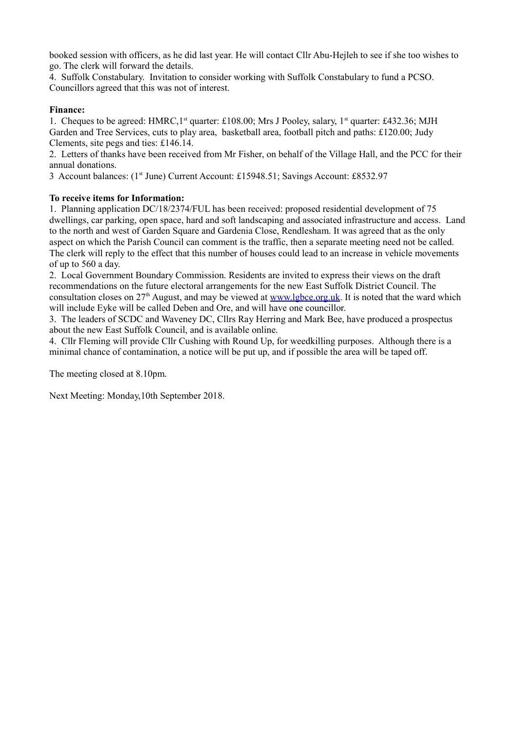booked session with officers, as he did last year. He will contact Cllr Abu-Hejleh to see if she too wishes to go. The clerk will forward the details.

4. Suffolk Constabulary. Invitation to consider working with Suffolk Constabulary to fund a PCSO. Councillors agreed that this was not of interest.

**Finance:**

1. Cheques to be agreed: HMRC,1st quarter: £108.00; Mrs J Pooley, salary, 1st quarter: £432.36; MJH Garden and Tree Services, cuts to play area, basketball area, football pitch and paths: £120.00; Judy Clements, site pegs and ties: £146.14.
2. Letters of thanks have been received from Mr Fisher, on behalf of the Village Hall, and the PCC for their annual donations.
3 Account balances: (1st June) Current Account: £15948.51; Savings Account: £8532.97

**To receive items for Information:**

1. Planning application DC/18/2374/FUL has been received: proposed residential development of 75 dwellings, car parking, open space, hard and soft landscaping and associated infrastructure and access. Land to the north and west of Garden Square and Gardenia Close, Rendlesham. It was agreed that as the only aspect on which the Parish Council can comment is the traffic, then a separate meeting need not be called. The clerk will reply to the effect that this number of houses could lead to an increase in vehicle movements of up to 560 a day.
2. Local Government Boundary Commission. Residents are invited to express their views on the draft recommendations on the future electoral arrangements for the new East Suffolk District Council. The consultation closes on 27th August, and may be viewed at www.lgbce.org.uk. It is noted that the ward which will include Eyke will be called Deben and Ore, and will have one councillor.
3. The leaders of SCDC and Waveney DC, Cllrs Ray Herring and Mark Bee, have produced a prospectus about the new East Suffolk Council, and is available online.
4. Cllr Fleming will provide Cllr Cushing with Round Up, for weedkilling purposes. Although there is a minimal chance of contamination, a notice will be put up, and if possible the area will be taped off.

The meeting closed at 8.10pm.

Next Meeting: Monday,10th September 2018.